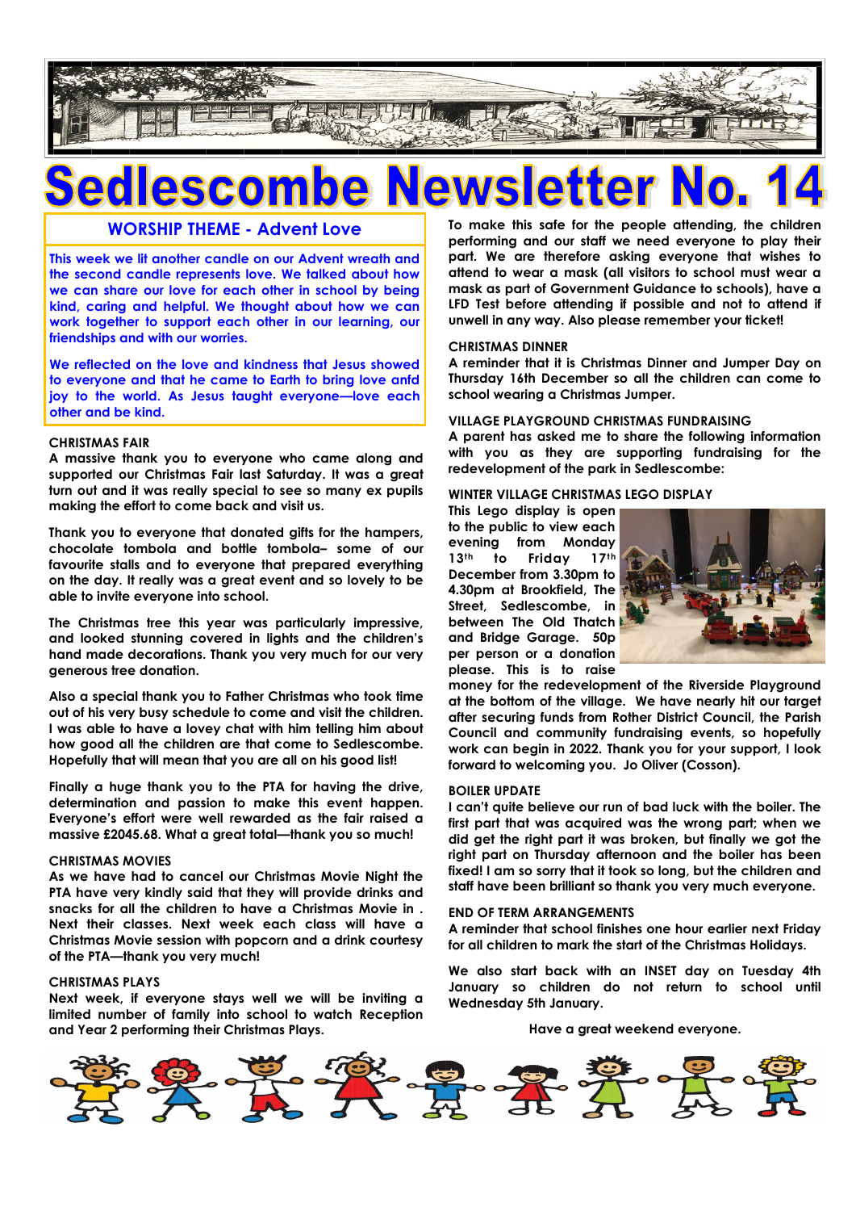# Sedlescombe Newsletter No. 14

## WORSHIP THEME - Advent Love

This week we lit another candle on our Advent wreath and the second candle represents love. We talked about how we can share our love for each other in school by being kind, caring and helpful. We thought about how we can work together to support each other in our learning, our friendships and with our worries.

We reflected on the love and kindness that Jesus showed to everyone and that he came to Earth to bring love anfd joy to the world. As Jesus taught everyone—love each other and be kind.

**CHRISTMAS FAIR**

**A massive thank you to everyone who came along and supported our Christmas Fair last Saturday. It was a great turn out and it was really special to see so many ex pupils making the effort to come back and visit us.**

**Thank you to everyone that donated gifts for the hampers, chocolate tombola and bottle tombola– some of our favourite stalls and to everyone that prepared everything on the day. It really was a great event and so lovely to be able to invite everyone into school.**

**The Christmas tree this year was particularly impressive, and looked stunning covered in lights and the children's hand made decorations. Thank you very much for our very generous tree donation.**

**Also a special thank you to Father Christmas who took time out of his very busy schedule to come and visit the children. I was able to have a lovey chat with him telling him about how good all the children are that come to Sedlescombe. Hopefully that will mean that you are all on his good list!**

**Finally a huge thank you to the PTA for having the drive, determination and passion to make this event happen. Everyone's effort were well rewarded as the fair raised a massive £2045.68. What a great total—thank you so much!**

**CHRISTMAS MOVIES**

**As we have had to cancel our Christmas Movie Night the PTA have very kindly said that they will provide drinks and snacks for all the children to have a Christmas Movie in . Next their classes. Next week each class will have a Christmas Movie session with popcorn and a drink courtesy of the PTA—thank you very much!**

**CHRISTMAS PLAYS**

**Next week, if everyone stays well we will be inviting a limited number of family into school to watch Reception and Year 2 performing their Christmas Plays.**

**To make this safe for the people attending, the children performing and our staff we need everyone to play their part. We are therefore asking everyone that wishes to attend to wear a mask (all visitors to school must wear a mask as part of Government Guidance to schools), have a LFD Test before attending if possible and not to attend if unwell in any way. Also please remember your ticket!**

**CHRISTMAS DINNER**

**A reminder that it is Christmas Dinner and Jumper Day on Thursday 16th December so all the children can come to school wearing a Christmas Jumper.**

**VILLAGE PLAYGROUND CHRISTMAS FUNDRAISING**

**A parent has asked me to share the following information with you as they are supporting fundraising for the redevelopment of the park in Sedlescombe:**

**WINTER VILLAGE CHRISTMAS LEGO DISPLAY**

**This Lego display is open to the public to view each evening from Monday 13th to Friday 17th December from 3.30pm to 4.30pm at Brookfield, The Street, Sedlescombe, in between The Old Thatch and Bridge Garage. 50p per person or a donation please. This is to raise money for the redevelopment of the Riverside Playground at the bottom of the village. We have nearly hit our target after securing funds from Rother District Council, the Parish Council and community fundraising events, so hopefully work can begin in 2022. Thank you for your support, I look forward to welcoming you. Jo Oliver (Cosson).**

**BOILER UPDATE**

**I can't quite believe our run of bad luck with the boiler. The first part that was acquired was the wrong part; when we did get the right part it was broken, but finally we got the right part on Thursday afternoon and the boiler has been fixed! I am so sorry that it took so long, but the children and staff have been brilliant so thank you very much everyone.**

**END OF TERM ARRANGEMENTS**

**A reminder that school finishes one hour earlier next Friday for all children to mark the start of the Christmas Holidays.**

**We also start back with an INSET day on Tuesday 4th January so children do not return to school until Wednesday 5th January.**

**Have a great weekend everyone.**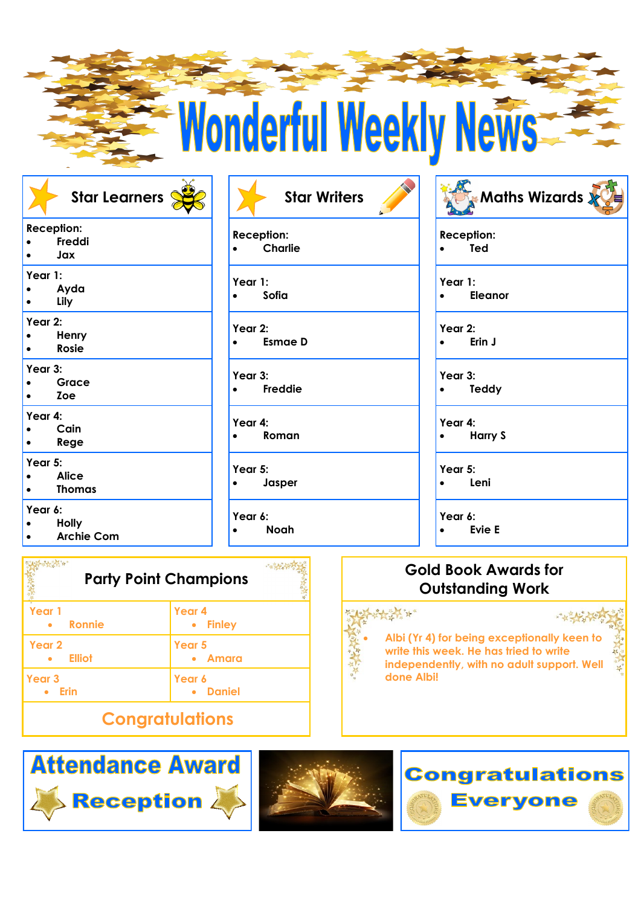# Wonderful Weekly News

## Star Learners

**Reception:**
- Freddi
- Jax

**Year 1:**
- Ayda
- Lily

**Year 2:**
- Henry
- Rosie

**Year 3:**
- Grace
- Zoe

**Year 4:**
- Cain
- Rege

**Year 5:**
- Alice
- Thomas

**Year 6:**
- Holly
- Archie Com

## Star Writers

**Reception:**
- Charlie

**Year 1:**
- Sofia

**Year 2:**
- Esmae D

**Year 3:**
- Freddie

**Year 4:**
- Roman

**Year 5:**
- Jasper

**Year 6:**
- Noah

## Maths Wizards

**Reception:**
- Ted

**Year 1:**
- Eleanor

**Year 2:**
- Erin J

**Year 3:**
- Teddy

**Year 4:**
- Harry S

**Year 5:**
- Leni

**Year 6:**
- Evie E

## Party Point Champions

| | |
|---|---|
| Year 1<br>• Ronnie | Year 4<br>• Finley |
| Year 2<br>• Elliot | Year 5<br>• Amara |
| Year 3<br>• Erin | Year 6<br>• Daniel |

Congratulations

## Gold Book Awards for Outstanding Work

- Albi (Yr 4) for being exceptionally keen to write this week. He has tried to write independently, with no adult support. Well done Albi!

## Attendance Award

Reception

## Congratulations Everyone